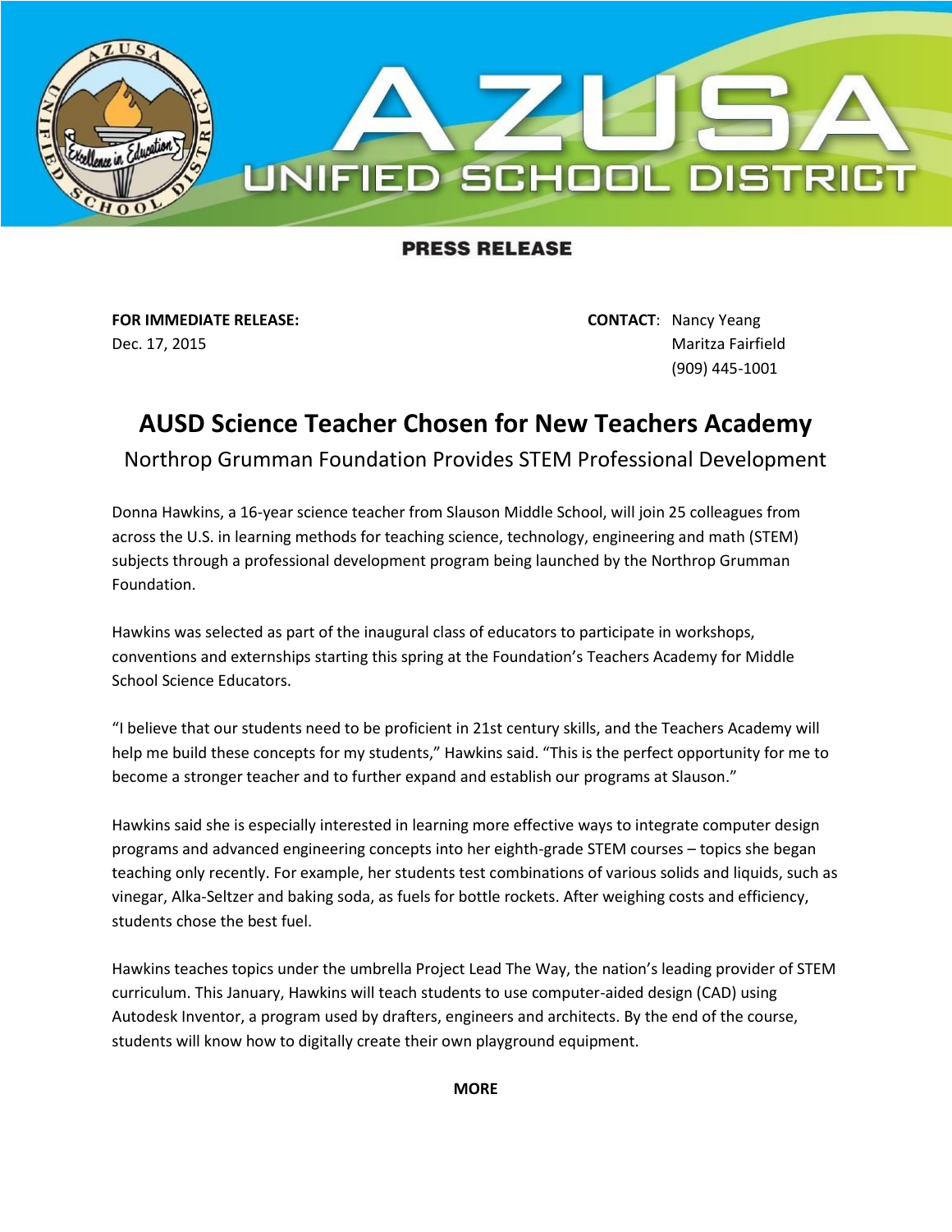# AZUSA UNIFIED SCHOOL DISTRICT

**PRESS RELEASE**

**FOR IMMEDIATE RELEASE:**
Dec. 17, 2015

**CONTACT**: Nancy Yeang
Maritza Fairfield
(909) 445-1001

## AUSD Science Teacher Chosen for New Teachers Academy

### Northrop Grumman Foundation Provides STEM Professional Development

Donna Hawkins, a 16-year science teacher from Slauson Middle School, will join 25 colleagues from across the U.S. in learning methods for teaching science, technology, engineering and math (STEM) subjects through a professional development program being launched by the Northrop Grumman Foundation.

Hawkins was selected as part of the inaugural class of educators to participate in workshops, conventions and externships starting this spring at the Foundation's Teachers Academy for Middle School Science Educators.

"I believe that our students need to be proficient in 21st century skills, and the Teachers Academy will help me build these concepts for my students," Hawkins said. "This is the perfect opportunity for me to become a stronger teacher and to further expand and establish our programs at Slauson."

Hawkins said she is especially interested in learning more effective ways to integrate computer design programs and advanced engineering concepts into her eighth-grade STEM courses – topics she began teaching only recently. For example, her students test combinations of various solids and liquids, such as vinegar, Alka-Seltzer and baking soda, as fuels for bottle rockets. After weighing costs and efficiency, students chose the best fuel.

Hawkins teaches topics under the umbrella Project Lead The Way, the nation's leading provider of STEM curriculum. This January, Hawkins will teach students to use computer-aided design (CAD) using Autodesk Inventor, a program used by drafters, engineers and architects. By the end of the course, students will know how to digitally create their own playground equipment.

**MORE**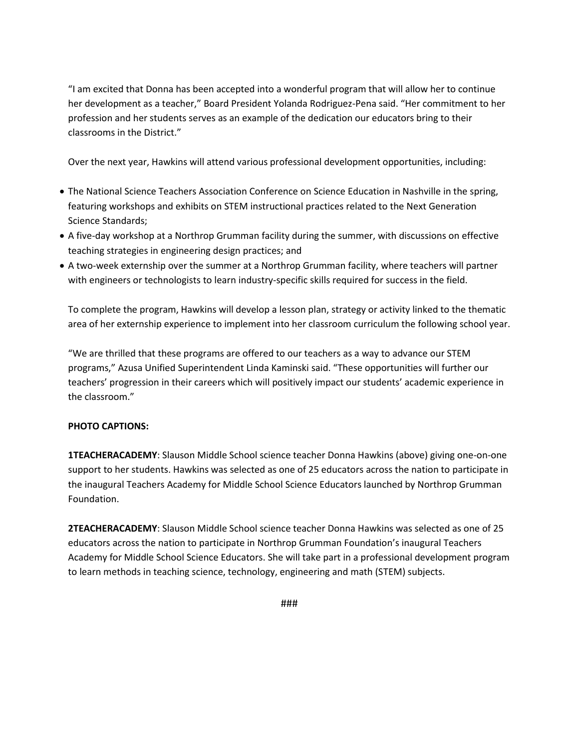"I am excited that Donna has been accepted into a wonderful program that will allow her to continue her development as a teacher," Board President Yolanda Rodriguez-Pena said. "Her commitment to her profession and her students serves as an example of the dedication our educators bring to their classrooms in the District."

Over the next year, Hawkins will attend various professional development opportunities, including:

- The National Science Teachers Association Conference on Science Education in Nashville in the spring, featuring workshops and exhibits on STEM instructional practices related to the Next Generation Science Standards;
- A five-day workshop at a Northrop Grumman facility during the summer, with discussions on effective teaching strategies in engineering design practices; and
- A two-week externship over the summer at a Northrop Grumman facility, where teachers will partner with engineers or technologists to learn industry-specific skills required for success in the field.

To complete the program, Hawkins will develop a lesson plan, strategy or activity linked to the thematic area of her externship experience to implement into her classroom curriculum the following school year.

"We are thrilled that these programs are offered to our teachers as a way to advance our STEM programs," Azusa Unified Superintendent Linda Kaminski said. "These opportunities will further our teachers' progression in their careers which will positively impact our students' academic experience in the classroom."

**PHOTO CAPTIONS:**

**1TEACHERACADEMY**: Slauson Middle School science teacher Donna Hawkins (above) giving one-on-one support to her students. Hawkins was selected as one of 25 educators across the nation to participate in the inaugural Teachers Academy for Middle School Science Educators launched by Northrop Grumman Foundation.

**2TEACHERACADEMY**: Slauson Middle School science teacher Donna Hawkins was selected as one of 25 educators across the nation to participate in Northrop Grumman Foundation's inaugural Teachers Academy for Middle School Science Educators. She will take part in a professional development program to learn methods in teaching science, technology, engineering and math (STEM) subjects.

###